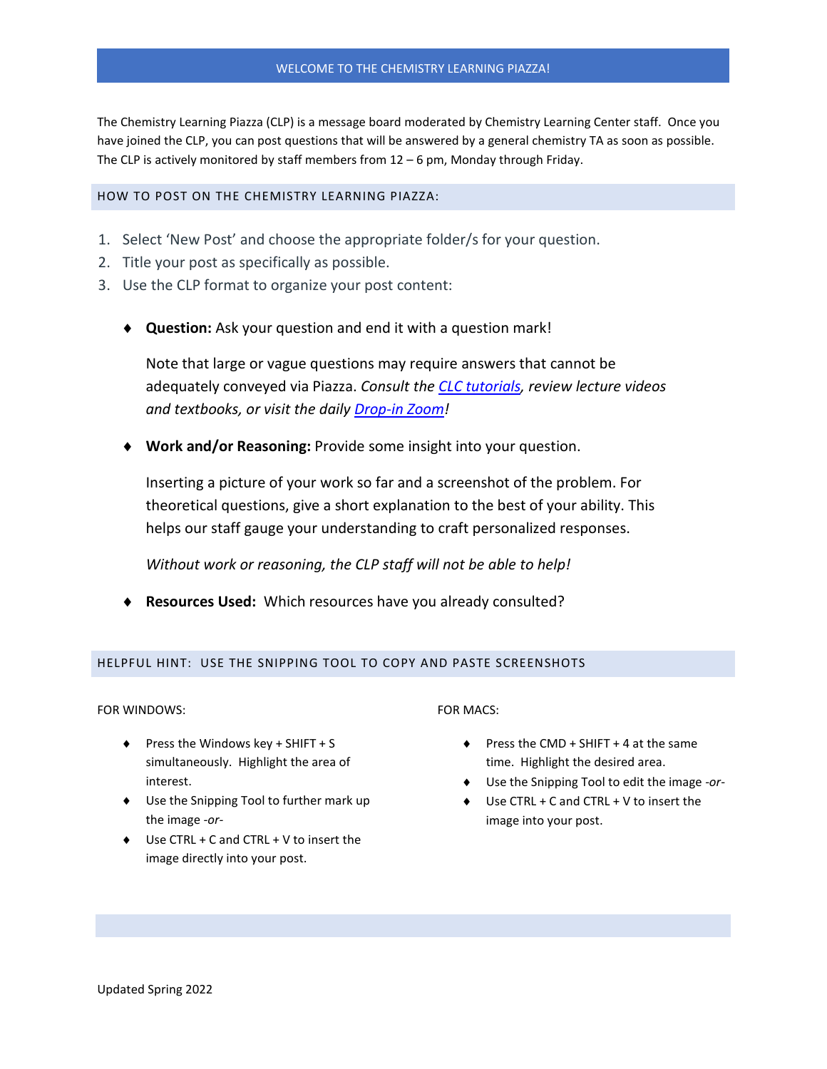# WELCOME TO THE CHEMISTRY LEARNING PIAZZA!

The Chemistry Learning Piazza (CLP) is a message board moderated by Chemistry Learning Center staff. Once you have joined the CLP, you can post questions that will be answered by a general chemistry TA as soon as possible. The CLP is actively monitored by staff members from 12 – 6 pm, Monday through Friday.

## HOW TO POST ON THE CHEMISTRY LEARNING PIAZZA:

1. Select 'New Post' and choose the appropriate folder/s for your question.
2. Title your post as specifically as possible.
3. Use the CLP format to organize your post content:

- **Question:** Ask your question and end it with a question mark!

  Note that large or vague questions may require answers that cannot be adequately conveyed via Piazza. *Consult the CLC tutorials, review lecture videos and textbooks, or visit the daily Drop-in Zoom!*

- **Work and/or Reasoning:** Provide some insight into your question.

  Inserting a picture of your work so far and a screenshot of the problem. For theoretical questions, give a short explanation to the best of your ability. This helps our staff gauge your understanding to craft personalized responses.

  *Without work or reasoning, the CLP staff will not be able to help!*

- **Resources Used:** Which resources have you already consulted?

## HELPFUL HINT: USE THE SNIPPING TOOL TO COPY AND PASTE SCREENSHOTS

FOR WINDOWS:

- Press the Windows key + SHIFT + S simultaneously. Highlight the area of interest.
- Use the Snipping Tool to further mark up the image *-or-*
- Use CTRL + C and CTRL + V to insert the image directly into your post.

FOR MACS:

- Press the CMD + SHIFT + 4 at the same time. Highlight the desired area.
- Use the Snipping Tool to edit the image *-or-*
- Use CTRL + C and CTRL + V to insert the image into your post.

Updated Spring 2022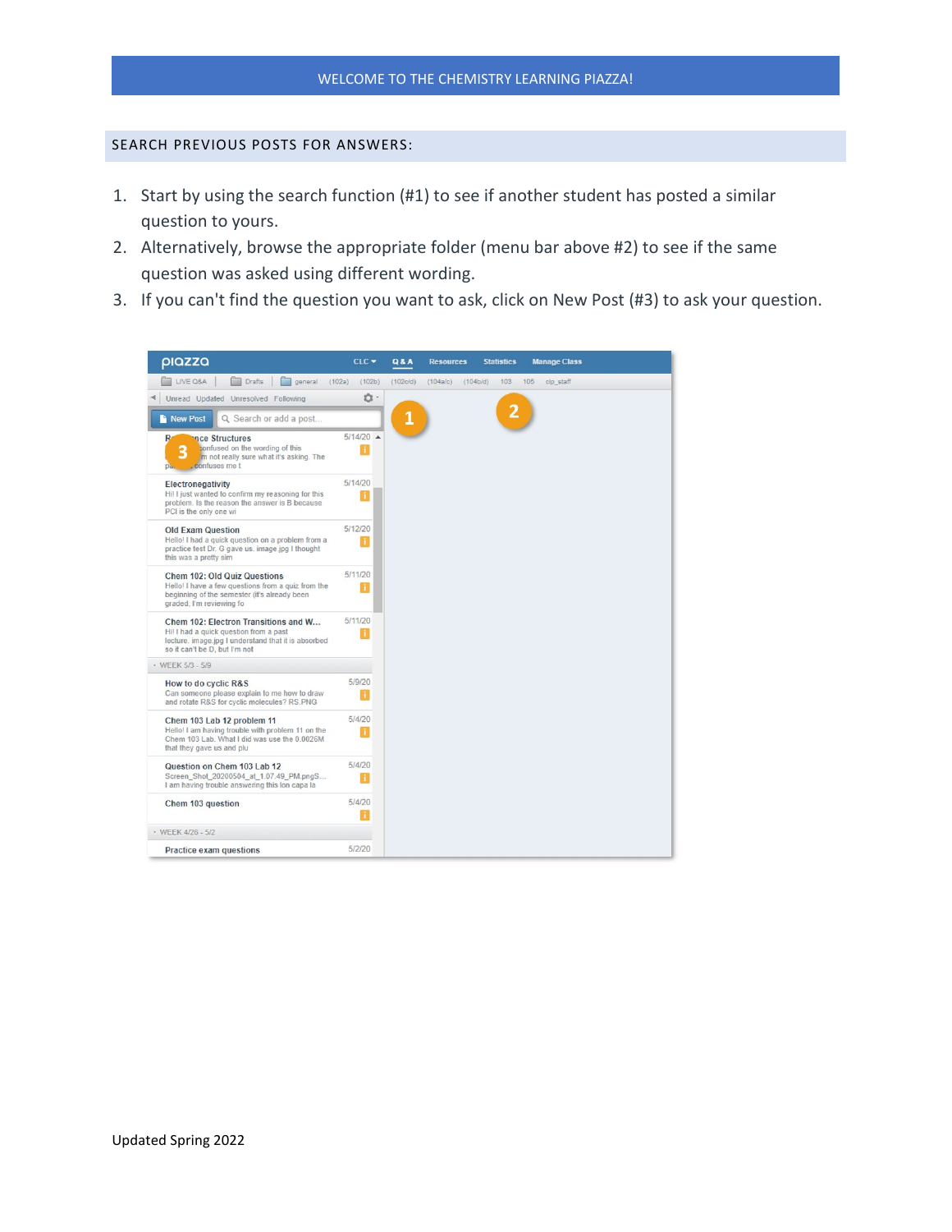WELCOME TO THE CHEMISTRY LEARNING PIAZZA!

## SEARCH PREVIOUS POSTS FOR ANSWERS:

1. Start by using the search function (#1) to see if another student has posted a similar question to yours.
2. Alternatively, browse the appropriate folder (menu bar above #2) to see if the same question was asked using different wording.
3. If you can't find the question you want to ask, click on New Post (#3) to ask your question.

Updated Spring 2022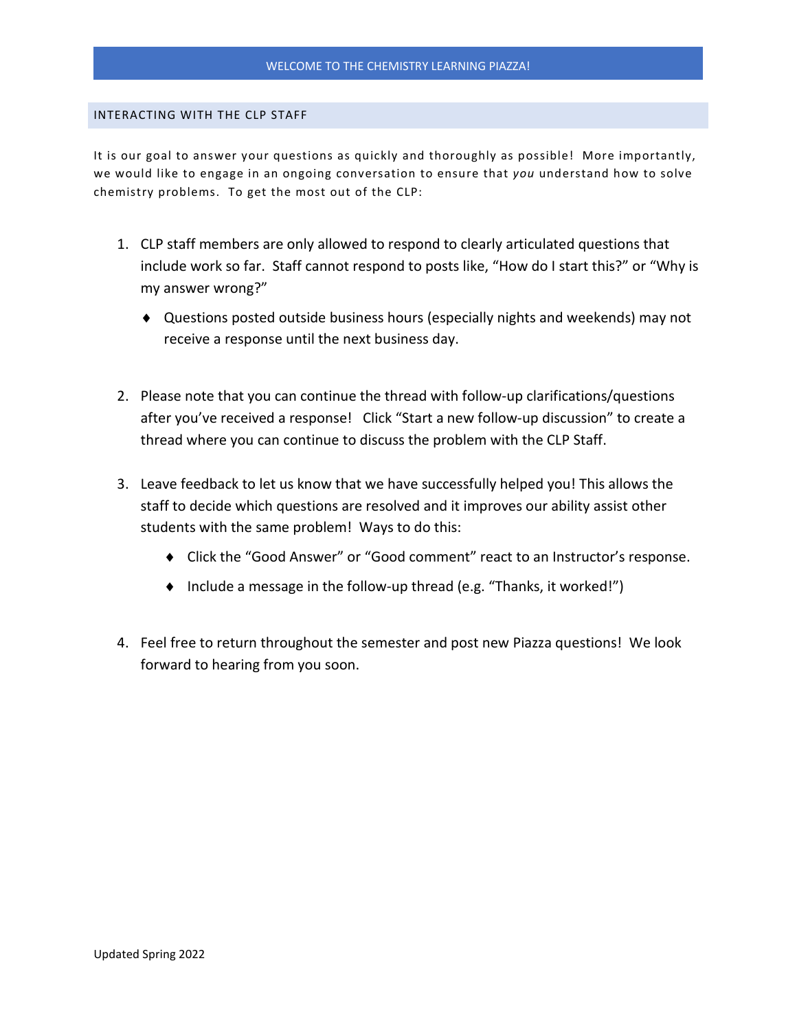# WELCOME TO THE CHEMISTRY LEARNING PIAZZA!

## INTERACTING WITH THE CLP STAFF

It is our goal to answer your questions as quickly and thoroughly as possible! More importantly, we would like to engage in an ongoing conversation to ensure that *you* understand how to solve chemistry problems. To get the most out of the CLP:

1. CLP staff members are only allowed to respond to clearly articulated questions that include work so far. Staff cannot respond to posts like, "How do I start this?" or "Why is my answer wrong?"
    - Questions posted outside business hours (especially nights and weekends) may not receive a response until the next business day.

2. Please note that you can continue the thread with follow-up clarifications/questions after you've received a response! Click "Start a new follow-up discussion" to create a thread where you can continue to discuss the problem with the CLP Staff.

3. Leave feedback to let us know that we have successfully helped you! This allows the staff to decide which questions are resolved and it improves our ability assist other students with the same problem! Ways to do this:
    - Click the "Good Answer" or "Good comment" react to an Instructor's response.
    - Include a message in the follow-up thread (e.g. "Thanks, it worked!")

4. Feel free to return throughout the semester and post new Piazza questions! We look forward to hearing from you soon.

Updated Spring 2022